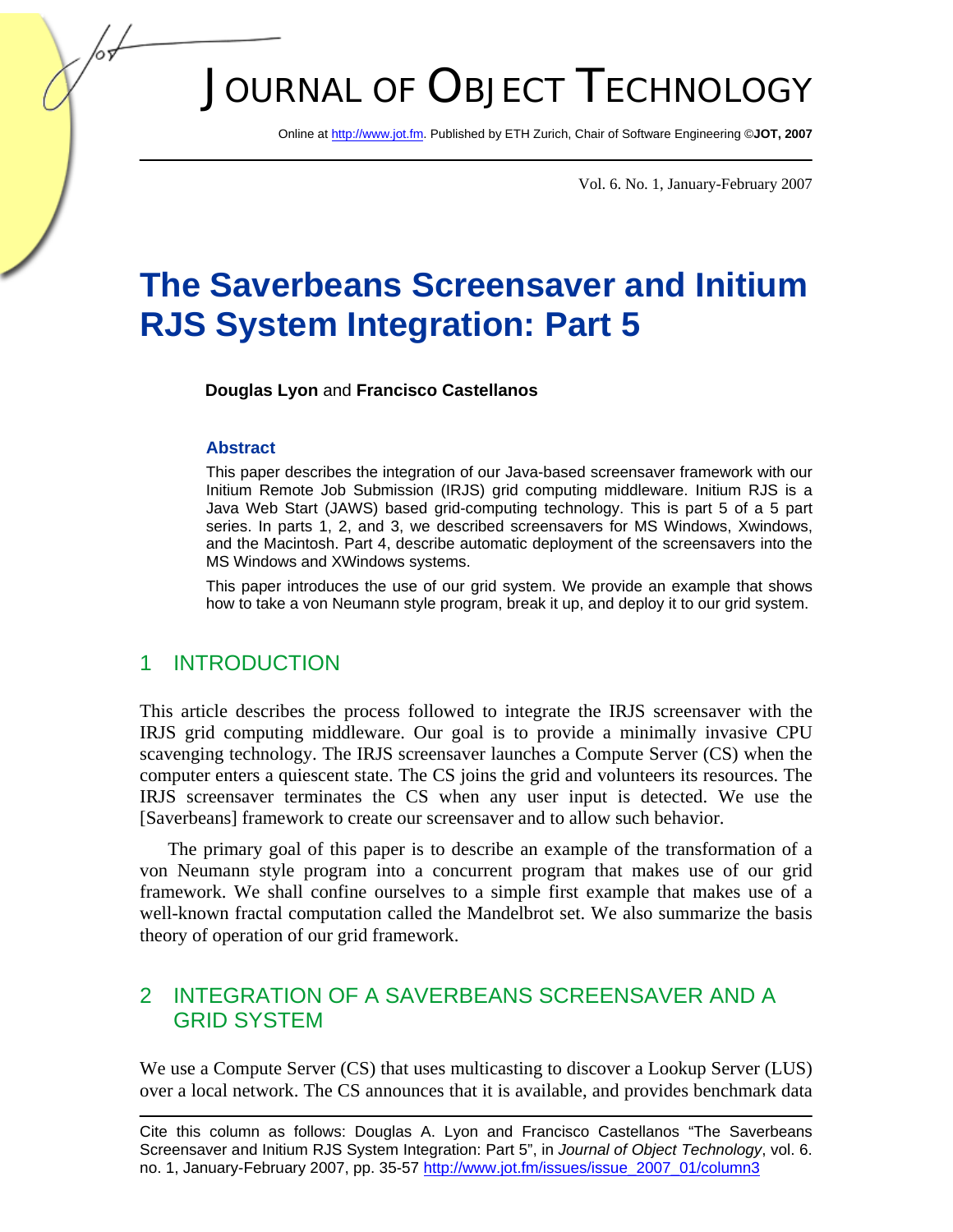# The Saverbeans Screensaver and Initium RJS System Integration: Part 5

**Douglas Lyon** and **Francisco Castellanos**

### Abstract

This paper describes the integration of our Java-based screensaver framework with our Initium Remote Job Submission (IRJS) grid computing middleware. Initium RJS is a Java Web Start (JAWS) based grid-computing technology. This is part 5 of a 5 part series. In parts 1, 2, and 3, we described screensavers for MS Windows, Xwindows, and the Macintosh. Part 4, describe automatic deployment of the screensavers into the MS Windows and XWindows systems.

This paper introduces the use of our grid system. We provide an example that shows how to take a von Neumann style program, break it up, and deploy it to our grid system.

## 1 INTRODUCTION

This article describes the process followed to integrate the IRJS screensaver with the IRJS grid computing middleware. Our goal is to provide a minimally invasive CPU scavenging technology. The IRJS screensaver launches a Compute Server (CS) when the computer enters a quiescent state. The CS joins the grid and volunteers its resources. The IRJS screensaver terminates the CS when any user input is detected. We use the [Saverbeans] framework to create our screensaver and to allow such behavior.

The primary goal of this paper is to describe an example of the transformation of a von Neumann style program into a concurrent program that makes use of our grid framework. We shall confine ourselves to a simple first example that makes use of a well-known fractal computation called the Mandelbrot set. We also summarize the basis theory of operation of our grid framework.

## 2 INTEGRATION OF A SAVERBEANS SCREENSAVER AND A GRID SYSTEM

We use a Compute Server (CS) that uses multicasting to discover a Lookup Server (LUS) over a local network. The CS announces that it is available, and provides benchmark data

Cite this column as follows: Douglas A. Lyon and Francisco Castellanos "The Saverbeans Screensaver and Initium RJS System Integration: Part 5", in *Journal of Object Technology*, vol. 6. no. 1, January-February 2007, pp. 35-57 http://www.jot.fm/issues/issue_2007_01/column3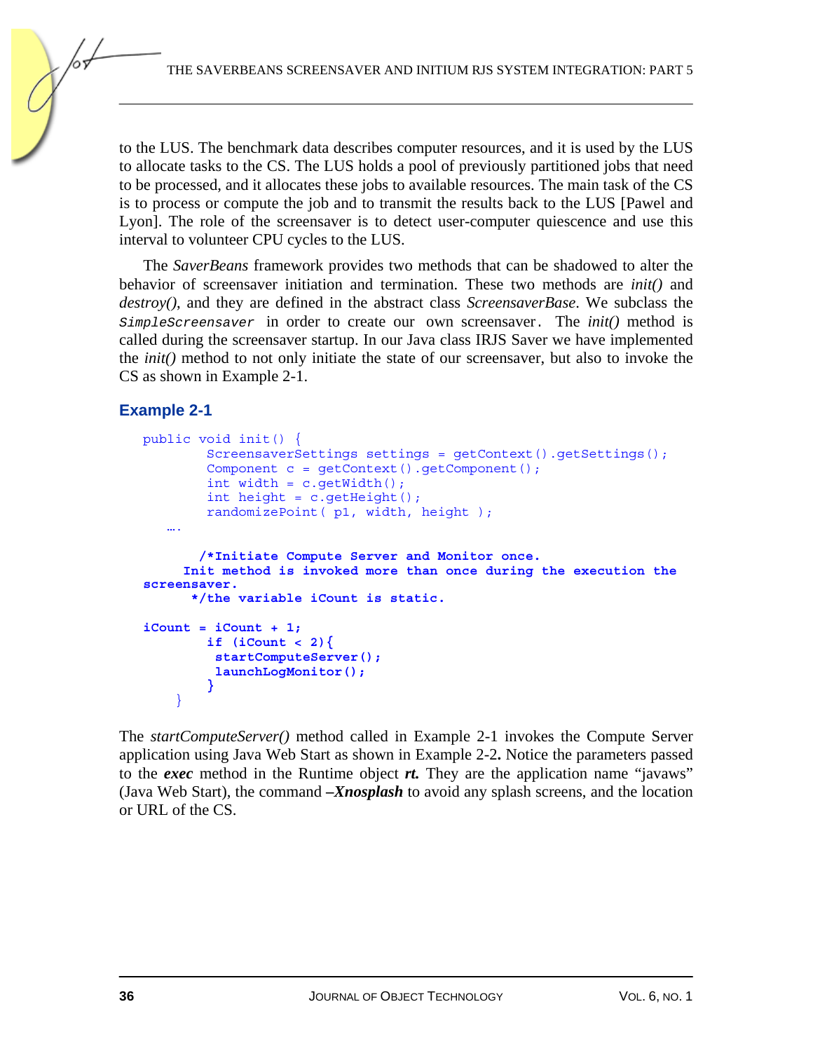to the LUS. The benchmark data describes computer resources, and it is used by the LUS to allocate tasks to the CS. The LUS holds a pool of previously partitioned jobs that need to be processed, and it allocates these jobs to available resources. The main task of the CS is to process or compute the job and to transmit the results back to the LUS [Pawel and Lyon]. The role of the screensaver is to detect user-computer quiescence and use this interval to volunteer CPU cycles to the LUS.

The *SaverBeans* framework provides two methods that can be shadowed to alter the behavior of screensaver initiation and termination. These two methods are *init()* and *destroy()*, and they are defined in the abstract class *ScreensaverBase*. We subclass the `SimpleScreensaver` in order to create our own screensaver. The *init()* method is called during the screensaver startup. In our Java class IRJS Saver we have implemented the *init()* method to not only initiate the state of our screensaver, but also to invoke the CS as shown in Example 2-1.

### Example 2-1

```
public void init() {
        ScreensaverSettings settings = getContext().getSettings();
        Component c = getContext().getComponent();
        int width = c.getWidth();
        int height = c.getHeight();
        randomizePoint( p1, width, height );
   ….

       /*Initiate Compute Server and Monitor once.
     Init method is invoked more than once during the execution the
screensaver.
      */the variable iCount is static.

iCount = iCount + 1;
        if (iCount < 2){
         startComputeServer();
         launchLogMonitor();
        }
    }
```

The *startComputeServer()* method called in Example 2-1 invokes the Compute Server application using Java Web Start as shown in Example 2-2. Notice the parameters passed to the ***exec*** method in the Runtime object ***rt.*** They are the application name "javaws" (Java Web Start), the command ***–Xnosplash*** to avoid any splash screens, and the location or URL of the CS.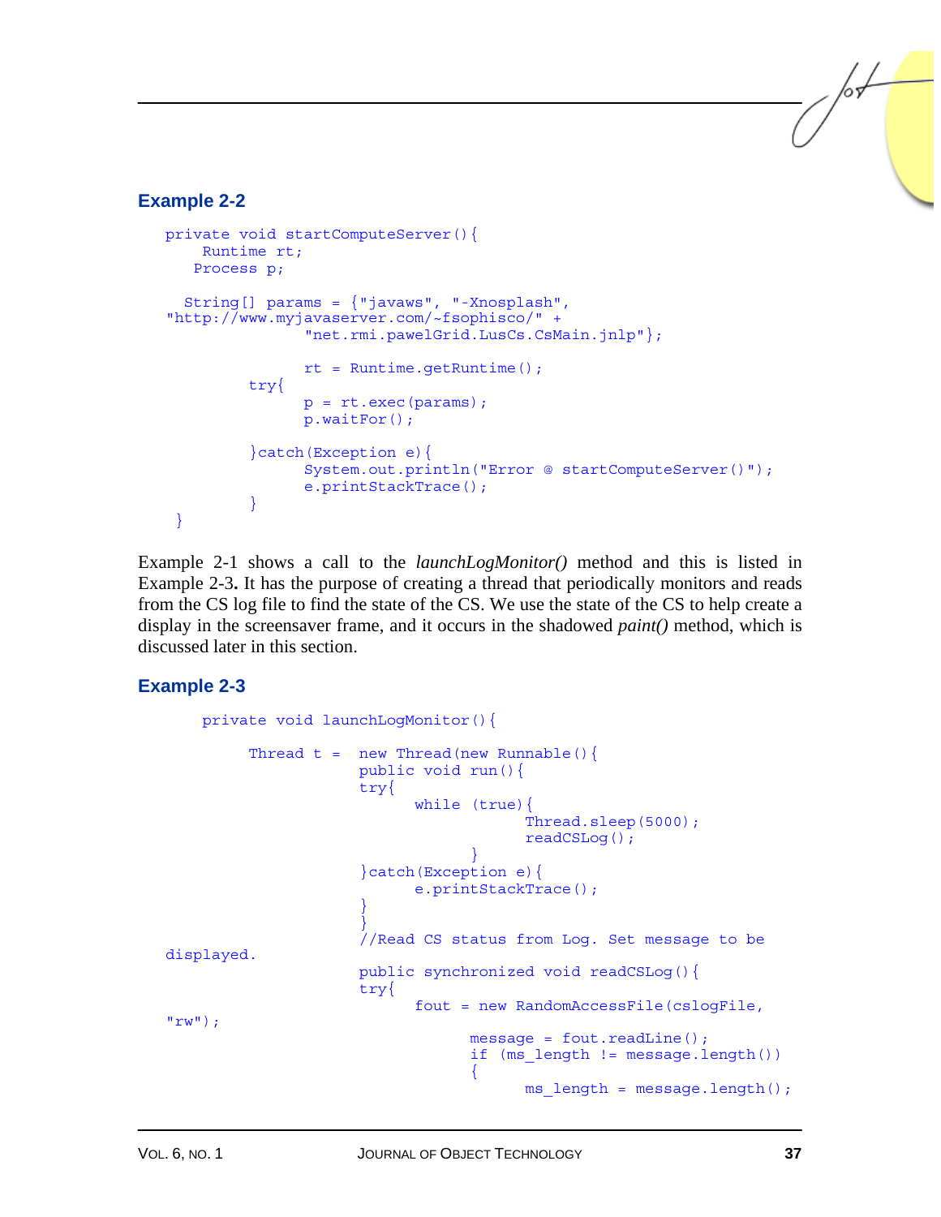### Example 2-2

```
private void startComputeServer(){
    Runtime rt;
   Process p;

  String[] params = {"javaws", "-Xnosplash",
"http://www.myjavaserver.com/~fsophisco/" +
               "net.rmi.pawelGrid.LusCs.CsMain.jnlp"};

               rt = Runtime.getRuntime();
         try{
               p = rt.exec(params);
               p.waitFor();

         }catch(Exception e){
               System.out.println("Error @ startComputeServer()");
               e.printStackTrace();
         }
 }
```

Example 2-1 shows a call to the *launchLogMonitor()* method and this is listed in Example 2-3**.** It has the purpose of creating a thread that periodically monitors and reads from the CS log file to find the state of the CS. We use the state of the CS to help create a display in the screensaver frame, and it occurs in the shadowed *paint()* method, which is discussed later in this section.

### Example 2-3

```
    private void launchLogMonitor(){

         Thread t =  new Thread(new Runnable(){
                     public void run(){
                     try{
                           while (true){
                                       Thread.sleep(5000);
                                       readCSLog();
                                 }
                     }catch(Exception e){
                           e.printStackTrace();
                     }
                     }
                     //Read CS status from Log. Set message to be
displayed.
                     public synchronized void readCSLog(){
                     try{
                           fout = new RandomAccessFile(cslogFile,
"rw");
                                 message = fout.readLine();
                                 if (ms_length != message.length())
                                 {
                                       ms_length = message.length();
```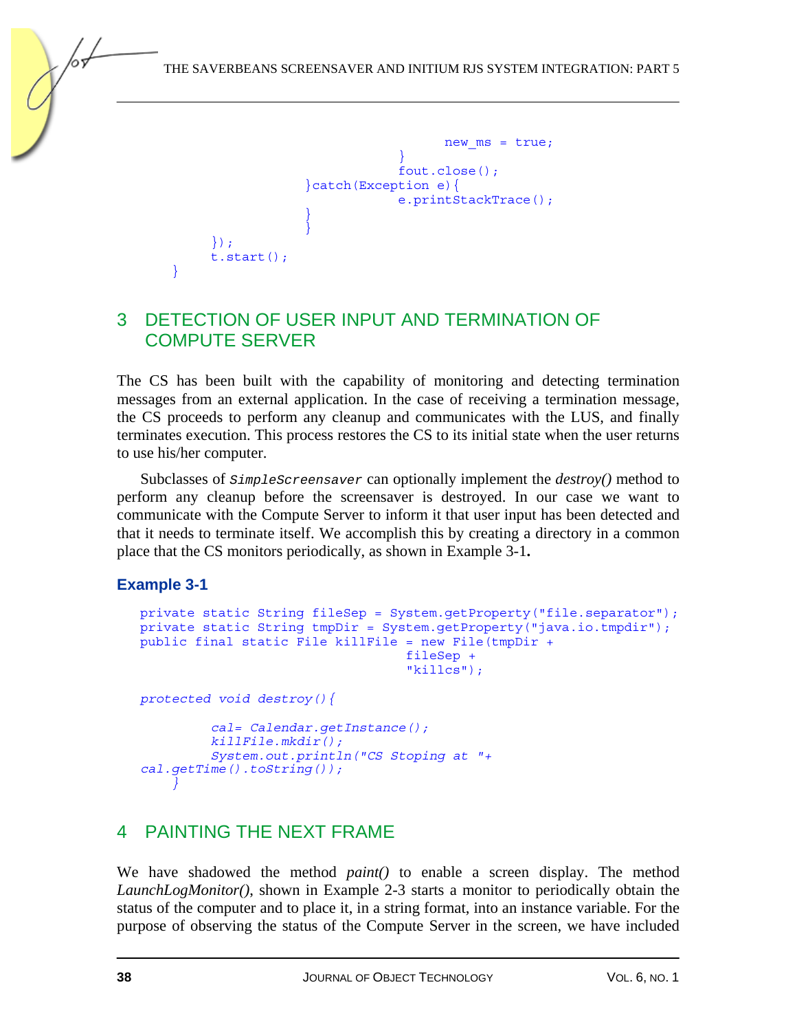```
                                        new_ms = true;
                                    }
                                    fout.close();
                        }catch(Exception e){
                                    e.printStackTrace();
                        }
                        }
            });
            t.start();
    }
```

## 3 DETECTION OF USER INPUT AND TERMINATION OF COMPUTE SERVER

The CS has been built with the capability of monitoring and detecting termination messages from an external application. In the case of receiving a termination message, the CS proceeds to perform any cleanup and communicates with the LUS, and finally terminates execution. This process restores the CS to its initial state when the user returns to use his/her computer.

Subclasses of `SimpleScreensaver` can optionally implement the *destroy()* method to perform any cleanup before the screensaver is destroyed. In our case we want to communicate with the Compute Server to inform it that user input has been detected and that it needs to terminate itself. We accomplish this by creating a directory in a common place that the CS monitors periodically, as shown in Example 3-1**.**

### Example 3-1

```
private static String fileSep = System.getProperty("file.separator");
private static String tmpDir = System.getProperty("java.io.tmpdir");
public final static File killFile = new File(tmpDir +
                                  fileSep +
                                  "killcs");

protected void destroy(){

         cal= Calendar.getInstance();
         killFile.mkdir();
         System.out.println("CS Stoping at "+
cal.getTime().toString());
    }
```

## 4 PAINTING THE NEXT FRAME

We have shadowed the method *paint()* to enable a screen display. The method *LaunchLogMonitor()*, shown in Example 2-3 starts a monitor to periodically obtain the status of the computer and to place it, in a string format, into an instance variable. For the purpose of observing the status of the Compute Server in the screen, we have included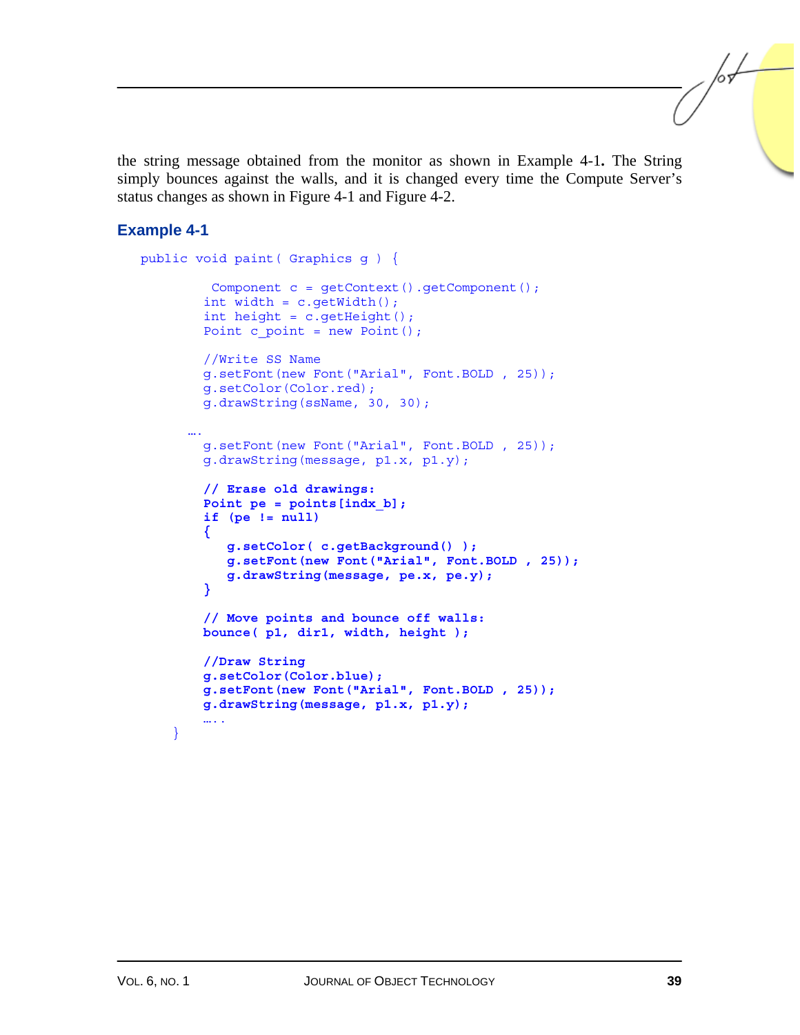the string message obtained from the monitor as shown in Example 4-1**.** The String simply bounces against the walls, and it is changed every time the Compute Server's status changes as shown in Figure 4-1 and Figure 4-2.

### Example 4-1

```
public void paint( Graphics g ) {

         Component c = getContext().getComponent();
        int width = c.getWidth();
        int height = c.getHeight();
        Point c_point = new Point();

        //Write SS Name
        g.setFont(new Font("Arial", Font.BOLD , 25));
        g.setColor(Color.red);
        g.drawString(ssName, 30, 30);

      ….
        g.setFont(new Font("Arial", Font.BOLD , 25));
        g.drawString(message, p1.x, p1.y);

        // Erase old drawings:
        Point pe = points[indx_b];
        if (pe != null)
        {
           g.setColor( c.getBackground() );
           g.setFont(new Font("Arial", Font.BOLD , 25));
           g.drawString(message, pe.x, pe.y);
        }

        // Move points and bounce off walls:
        bounce( p1, dir1, width, height );

        //Draw String
        g.setColor(Color.blue);
        g.setFont(new Font("Arial", Font.BOLD , 25));
        g.drawString(message, p1.x, p1.y);
        …..
    }
```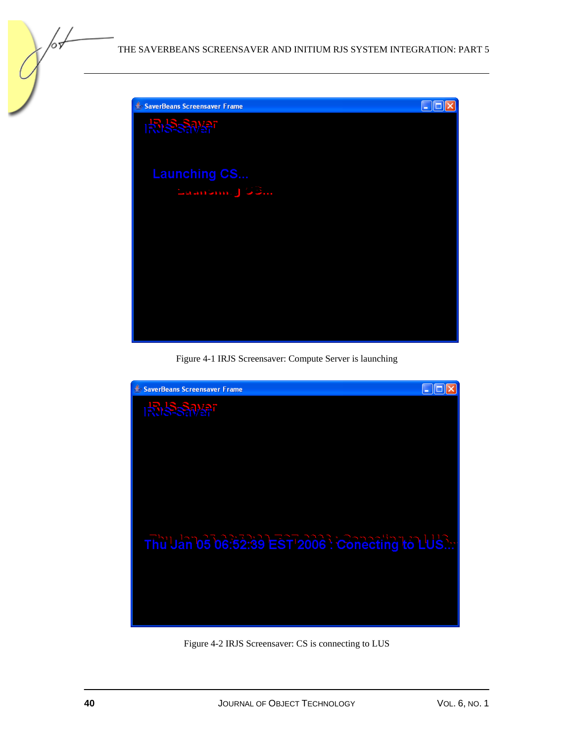Figure 4-1 IRJS Screensaver: Compute Server is launching

Figure 4-2 IRJS Screensaver: CS is connecting to LUS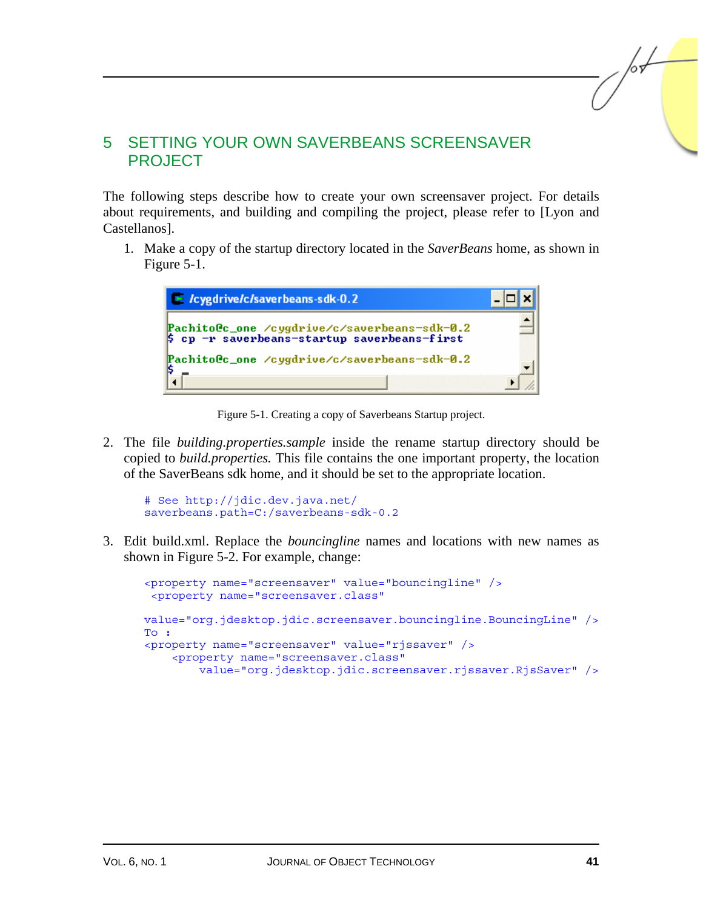## 5 SETTING YOUR OWN SAVERBEANS SCREENSAVER PROJECT

The following steps describe how to create your own screensaver project. For details about requirements, and building and compiling the project, please refer to [Lyon and Castellanos].

1. Make a copy of the startup directory located in the *SaverBeans* home, as shown in Figure 5-1.

```
/cygdrive/c/saverbeans-sdk-0.2

Pachito@c_one /cygdrive/c/saverbeans-sdk-0.2
$ cp -r saverbeans-startup saverbeans-first

Pachito@c_one /cygdrive/c/saverbeans-sdk-0.2
$ _
```

Figure 5-1. Creating a copy of Saverbeans Startup project.

2. The file *building.properties.sample* inside the rename startup directory should be copied to *build.properties.* This file contains the one important property, the location of the SaverBeans sdk home, and it should be set to the appropriate location.

```
# See http://jdic.dev.java.net/
saverbeans.path=C:/saverbeans-sdk-0.2
```

3. Edit build.xml. Replace the *bouncingline* names and locations with new names as shown in Figure 5-2. For example, change:

```
<property name="screensaver" value="bouncingline" />
 <property name="screensaver.class"

value="org.jdesktop.jdic.screensaver.bouncingline.BouncingLine" />
To :
<property name="screensaver" value="rjssaver" />
    <property name="screensaver.class"
        value="org.jdesktop.jdic.screensaver.rjssaver.RjsSaver" />
```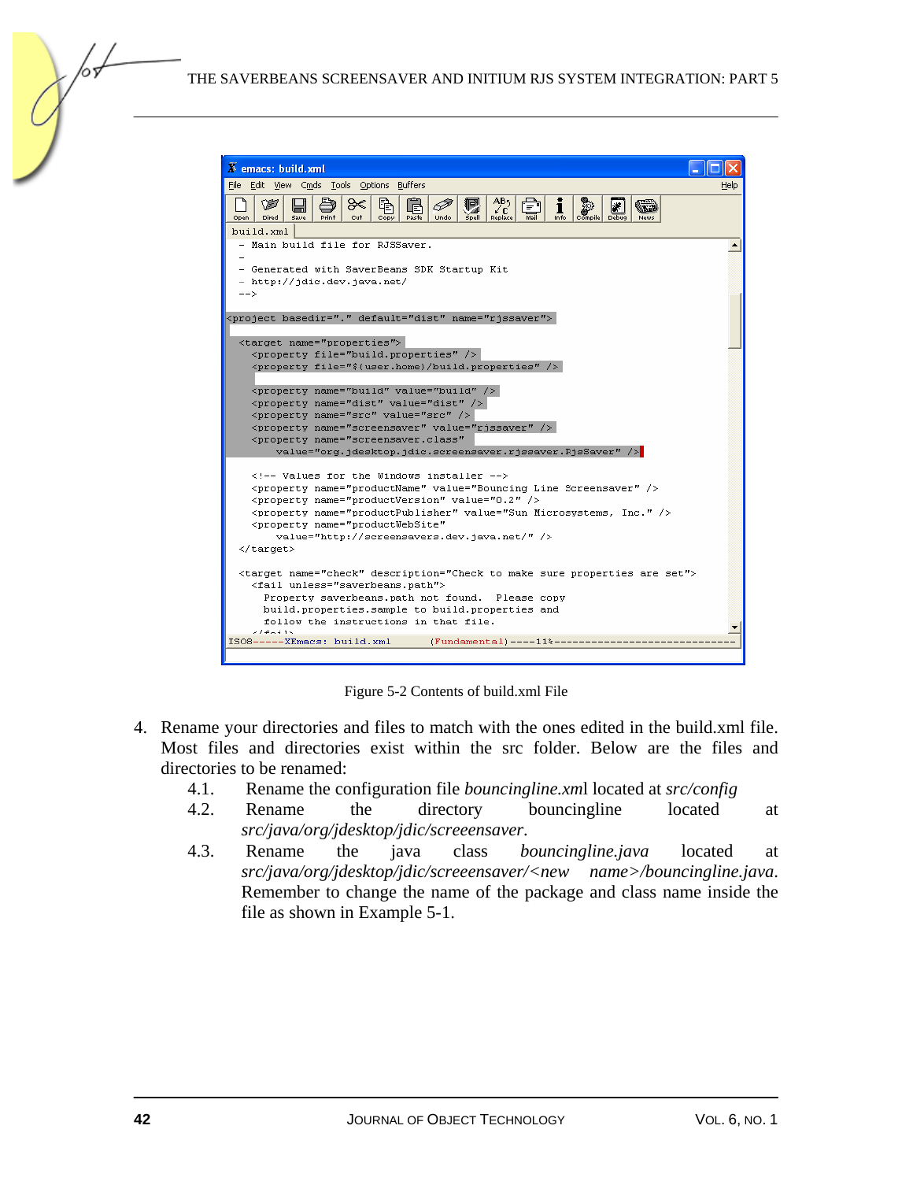```
- Main build file for RJSSaver.
-
- Generated with SaverBeans SDK Startup Kit
- http://jdic.dev.java.net/
-->

<project basedir="." default="dist" name="rjssaver">

  <target name="properties">
    <property file="build.properties" />
    <property file="${user.home}/build.properties" />

    <property name="build" value="build" />
    <property name="dist" value="dist" />
    <property name="src" value="src" />
    <property name="screensaver" value="rjssaver" />
    <property name="screensaver.class"
        value="org.jdesktop.jdic.screensaver.rjssaver.RjsSaver" />

    <!-- Values for the Windows installer -->
    <property name="productName" value="Bouncing Line Screensaver" />
    <property name="productVersion" value="0.2" />
    <property name="productPublisher" value="Sun Microsystems, Inc." />
    <property name="productWebSite"
        value="http://screensavers.dev.java.net/" />
  </target>

  <target name="check" description="Check to make sure properties are set">
    <fail unless="saverbeans.path">
      Property saverbeans.path not found.  Please copy
      build.properties.sample to build.properties and
      follow the instructions in that file.
```

Figure 5-2 Contents of build.xml File

4. Rename your directories and files to match with the ones edited in the build.xml file. Most files and directories exist within the src folder. Below are the files and directories to be renamed:
   - 4.1. Rename the configuration file *bouncingline.xml* located at *src/config*
   - 4.2. Rename the directory bouncingline located at *src/java/org/jdesktop/jdic/screensaver*.
   - 4.3. Rename the java class *bouncingline.java* located at *src/java/org/jdesktop/jdic/screensaver/<new name>/bouncingline.java*. Remember to change the name of the package and class name inside the file as shown in Example 5-1.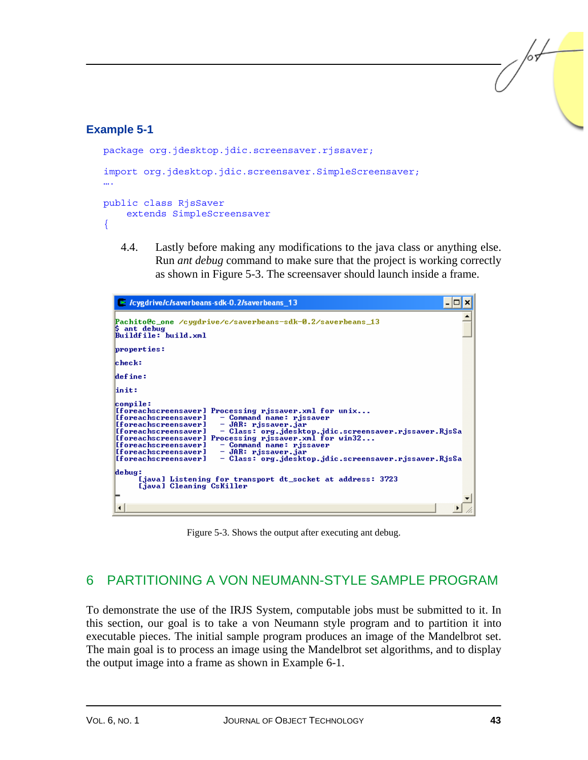### Example 5-1

```
package org.jdesktop.jdic.screensaver.rjssaver;

import org.jdesktop.jdic.screensaver.SimpleScreensaver;
….

public class RjsSaver
    extends SimpleScreensaver
{
```

4.4. Lastly before making any modifications to the java class or anything else. Run *ant debug* command to make sure that the project is working correctly as shown in Figure 5-3. The screensaver should launch inside a frame.

```
/cygdrive/c/saverbeans-sdk-0.2/saverbeans_13

Pachito@c_one /cygdrive/c/saverbeans-sdk-0.2/saverbeans_13
$ ant debug
Buildfile: build.xml

properties:

check:

define:

init:

compile:
[foreachscreensaver] Processing rjssaver.xml for unix...
[foreachscreensaver]   - Command name: rjssaver
[foreachscreensaver]   - JAR: rjssaver.jar
[foreachscreensaver]   - Class: org.jdesktop.jdic.screensaver.rjssaver.RjsSa
[foreachscreensaver] Processing rjssaver.xml for win32...
[foreachscreensaver]   - Command name: rjssaver
[foreachscreensaver]   - JAR: rjssaver.jar
[foreachscreensaver]   - Class: org.jdesktop.jdic.screensaver.rjssaver.RjsSa

debug:
     [java] Listening for transport dt_socket at address: 3723
     [java] Cleaning CsKiller
```

Figure 5-3. Shows the output after executing ant debug.

## 6 PARTITIONING A VON NEUMANN-STYLE SAMPLE PROGRAM

To demonstrate the use of the IRJS System, computable jobs must be submitted to it. In this section, our goal is to take a von Neumann style program and to partition it into executable pieces. The initial sample program produces an image of the Mandelbrot set. The main goal is to process an image using the Mandelbrot set algorithms, and to display the output image into a frame as shown in Example 6-1.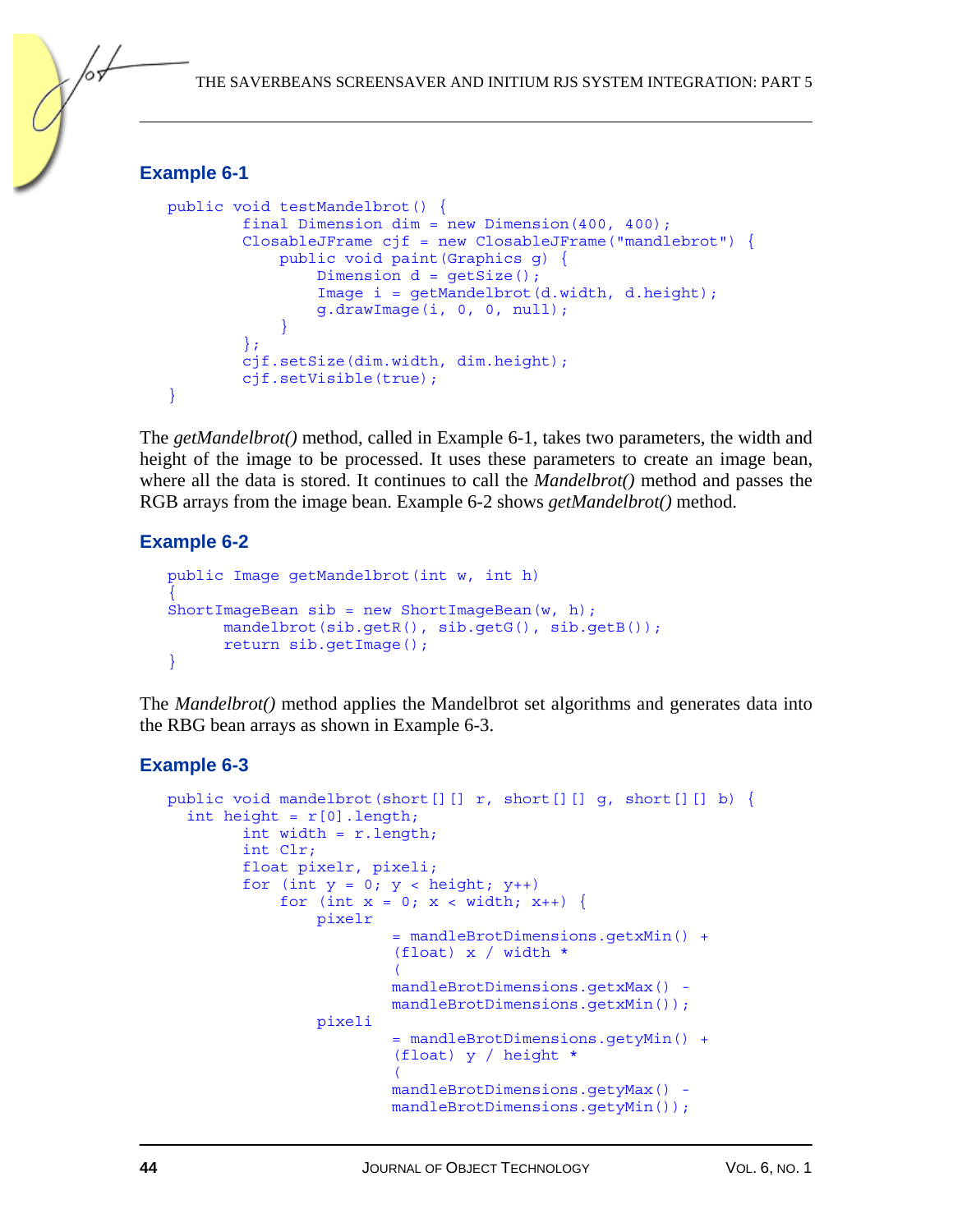### Example 6-1

```
public void testMandelbrot() {
        final Dimension dim = new Dimension(400, 400);
        ClosableJFrame cjf = new ClosableJFrame("mandlebrot") {
            public void paint(Graphics g) {
                Dimension d = getSize();
                Image i = getMandelbrot(d.width, d.height);
                g.drawImage(i, 0, 0, null);
            }
        };
        cjf.setSize(dim.width, dim.height);
        cjf.setVisible(true);
}
```

The *getMandelbrot()* method, called in Example 6-1, takes two parameters, the width and height of the image to be processed. It uses these parameters to create an image bean, where all the data is stored. It continues to call the *Mandelbrot()* method and passes the RGB arrays from the image bean. Example 6-2 shows *getMandelbrot()* method.

### Example 6-2

```
public Image getMandelbrot(int w, int h)
{
ShortImageBean sib = new ShortImageBean(w, h);
      mandelbrot(sib.getR(), sib.getG(), sib.getB());
      return sib.getImage();
}
```

The *Mandelbrot()* method applies the Mandelbrot set algorithms and generates data into the RBG bean arrays as shown in Example 6-3.

### Example 6-3

```
public void mandelbrot(short[][] r, short[][] g, short[][] b) {
  int height = r[0].length;
        int width = r.length;
        int Clr;
        float pixelr, pixeli;
        for (int y = 0; y < height; y++)
            for (int x = 0; x < width; x++) {
                pixelr
                        = mandleBrotDimensions.getxMin() +
                        (float) x / width *
                        (
                        mandleBrotDimensions.getxMax() -
                        mandleBrotDimensions.getxMin());
                pixeli
                        = mandleBrotDimensions.getyMin() +
                        (float) y / height *
                        (
                        mandleBrotDimensions.getyMax() -
                        mandleBrotDimensions.getyMin());
```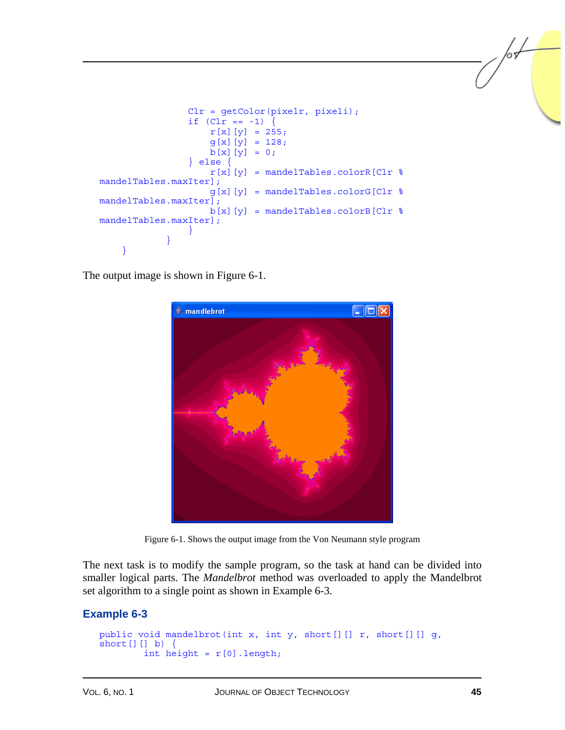```
                    Clr = getColor(pixelr, pixeli);
                    if (Clr == -1) {
                        r[x][y] = 255;
                        g[x][y] = 128;
                        b[x][y] = 0;
                    } else {
                        r[x][y] = mandelTables.colorR[Clr %
mandelTables.maxIter];
                        g[x][y] = mandelTables.colorG[Clr %
mandelTables.maxIter];
                        b[x][y] = mandelTables.colorB[Clr %
mandelTables.maxIter];
                    }
                }
        }
```

The output image is shown in Figure 6-1.

Figure 6-1. Shows the output image from the Von Neumann style program

The next task is to modify the sample program, so the task at hand can be divided into smaller logical parts. The *Mandelbrot* method was overloaded to apply the Mandelbrot set algorithm to a single point as shown in Example 6-3.

### Example 6-3

```
public void mandelbrot(int x, int y, short[][] r, short[][] g,
short[][] b) {
        int height = r[0].length;
```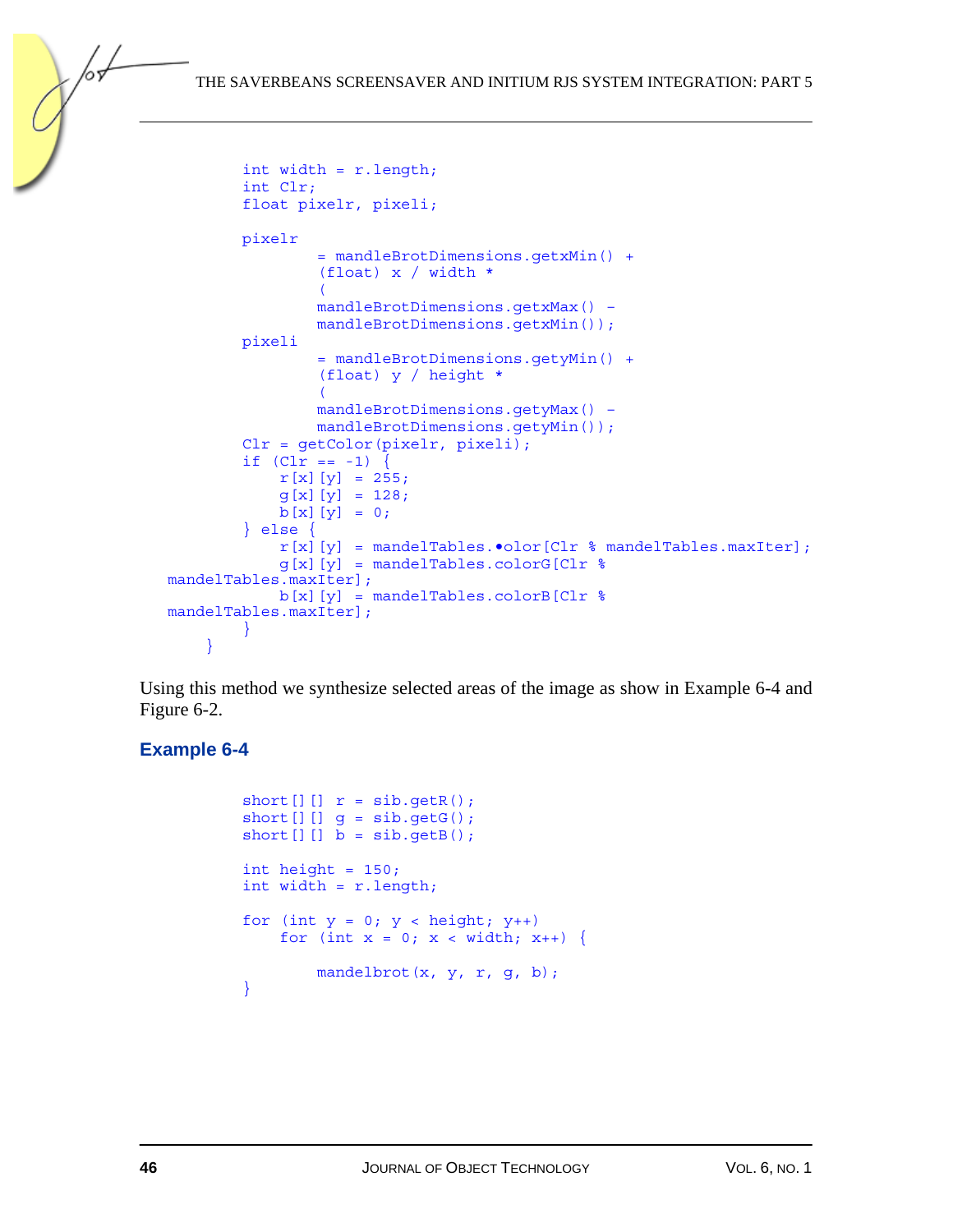```
        int width = r.length;
        int Clr;
        float pixelr, pixeli;

        pixelr
                = mandleBrotDimensions.getxMin() +
                (float) x / width *
                (
                mandleBrotDimensions.getxMax() -
                mandleBrotDimensions.getxMin());
        pixeli
                = mandleBrotDimensions.getyMin() +
                (float) y / height *
                (
                mandleBrotDimensions.getyMax() -
                mandleBrotDimensions.getyMin());
        Clr = getColor(pixelr, pixeli);
        if (Clr == -1) {
            r[x][y] = 255;
            g[x][y] = 128;
            b[x][y] = 0;
        } else {
            r[x][y] = mandelTables.•olor[Clr % mandelTables.maxIter];
            g[x][y] = mandelTables.colorG[Clr %
mandelTables.maxIter];
            b[x][y] = mandelTables.colorB[Clr %
mandelTables.maxIter];
        }
    }
```

Using this method we synthesize selected areas of the image as show in Example 6-4 and Figure 6-2.

### Example 6-4

```
        short[][] r = sib.getR();
        short[][] g = sib.getG();
        short[][] b = sib.getB();

        int height = 150;
        int width = r.length;

        for (int y = 0; y < height; y++)
            for (int x = 0; x < width; x++) {

                mandelbrot(x, y, r, g, b);
        }
```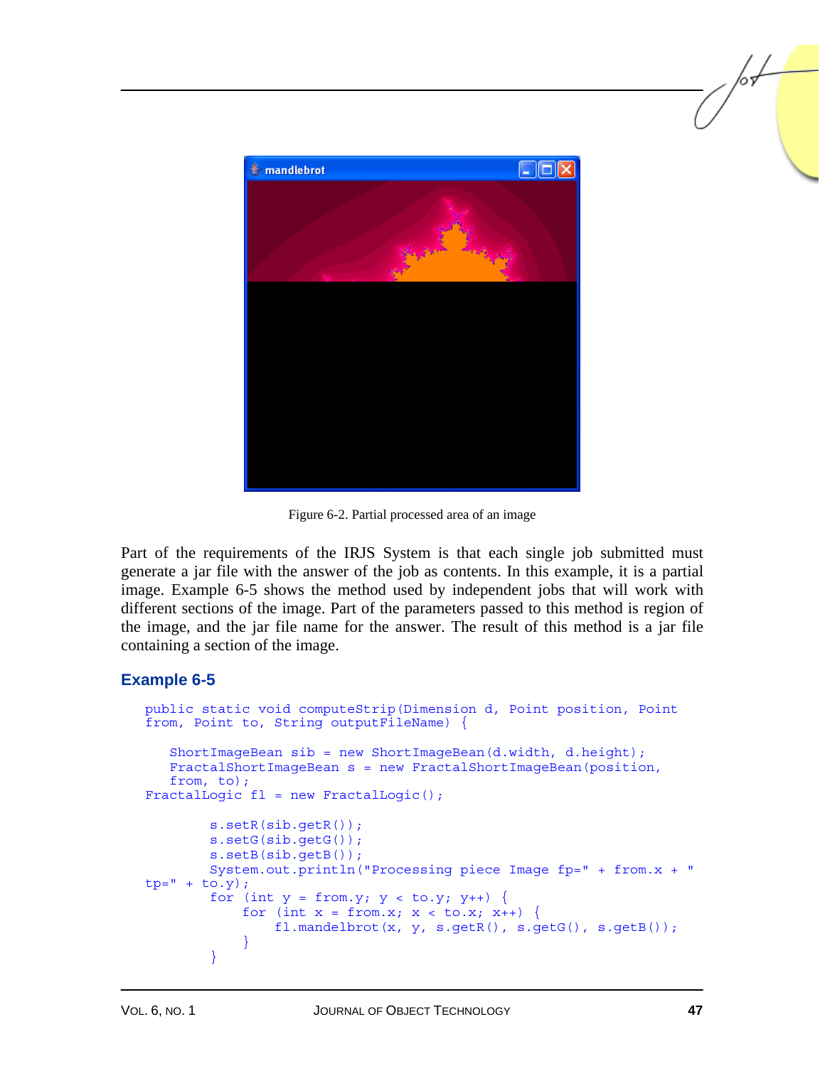Figure 6-2. Partial processed area of an image

Part of the requirements of the IRJS System is that each single job submitted must generate a jar file with the answer of the job as contents. In this example, it is a partial image. Example 6-5 shows the method used by independent jobs that will work with different sections of the image. Part of the parameters passed to this method is region of the image, and the jar file name for the answer. The result of this method is a jar file containing a section of the image.

### Example 6-5

```
public static void computeStrip(Dimension d, Point position, Point
from, Point to, String outputFileName) {

   ShortImageBean sib = new ShortImageBean(d.width, d.height);
   FractalShortImageBean s = new FractalShortImageBean(position,
   from, to);
FractalLogic fl = new FractalLogic();

        s.setR(sib.getR());
        s.setG(sib.getG());
        s.setB(sib.getB());
        System.out.println("Processing piece Image fp=" + from.x + "
tp=" + to.y);
        for (int y = from.y; y < to.y; y++) {
            for (int x = from.x; x < to.x; x++) {
                fl.mandelbrot(x, y, s.getR(), s.getG(), s.getB());
            }
        }
```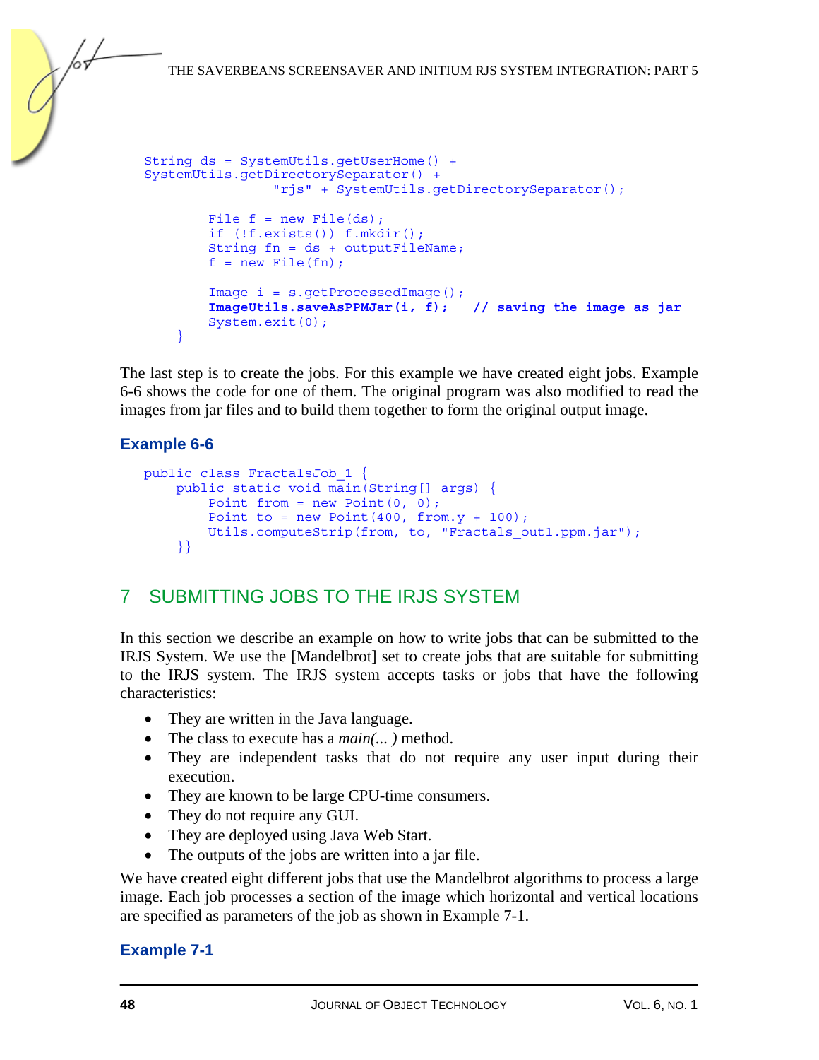```
String ds = SystemUtils.getUserHome() +
SystemUtils.getDirectorySeparator() +
                "rjs" + SystemUtils.getDirectorySeparator();

        File f = new File(ds);
        if (!f.exists()) f.mkdir();
        String fn = ds + outputFileName;
        f = new File(fn);

        Image i = s.getProcessedImage();
        ImageUtils.saveAsPPMJar(i, f);   // saving the image as jar
        System.exit(0);
    }
```

The last step is to create the jobs. For this example we have created eight jobs. Example 6-6 shows the code for one of them. The original program was also modified to read the images from jar files and to build them together to form the original output image.

### Example 6-6

```
public class FractalsJob_1 {
    public static void main(String[] args) {
        Point from = new Point(0, 0);
        Point to = new Point(400, from.y + 100);
        Utils.computeStrip(from, to, "Fractals_out1.ppm.jar");
    }}
```

## 7 SUBMITTING JOBS TO THE IRJS SYSTEM

In this section we describe an example on how to write jobs that can be submitted to the IRJS System. We use the [Mandelbrot] set to create jobs that are suitable for submitting to the IRJS system. The IRJS system accepts tasks or jobs that have the following characteristics:

- They are written in the Java language.
- The class to execute has a *main(... )* method.
- They are independent tasks that do not require any user input during their execution.
- They are known to be large CPU-time consumers.
- They do not require any GUI.
- They are deployed using Java Web Start.
- The outputs of the jobs are written into a jar file.

We have created eight different jobs that use the Mandelbrot algorithms to process a large image. Each job processes a section of the image which horizontal and vertical locations are specified as parameters of the job as shown in Example 7-1.

### Example 7-1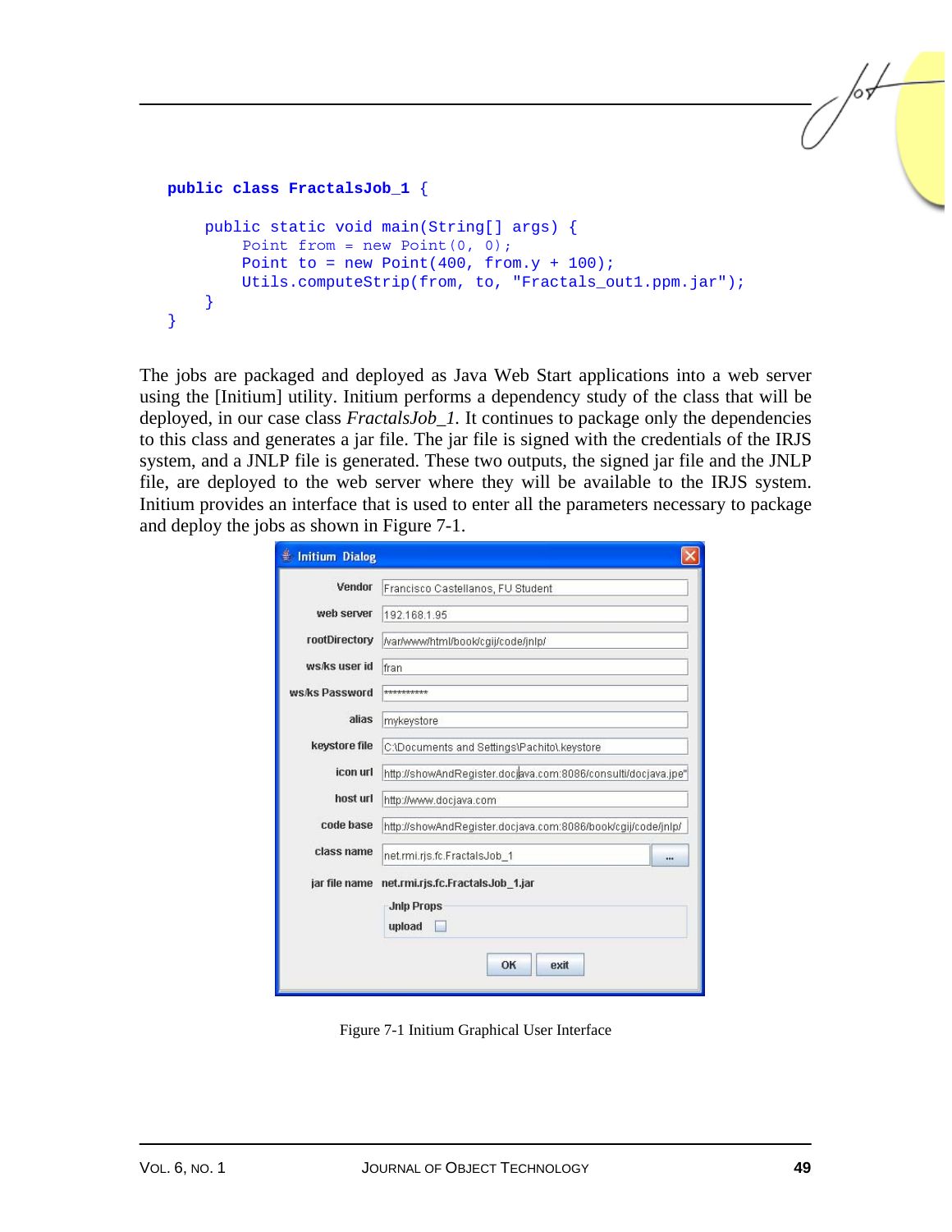```java
public class FractalsJob_1 {

    public static void main(String[] args) {
        Point from = new Point(0, 0);
        Point to = new Point(400, from.y + 100);
        Utils.computeStrip(from, to, "Fractals_out1.ppm.jar");
    }
}
```

The jobs are packaged and deployed as Java Web Start applications into a web server using the [Initium] utility. Initium performs a dependency study of the class that will be deployed, in our case class *FractalsJob_1*. It continues to package only the dependencies to this class and generates a jar file. The jar file is signed with the credentials of the IRJS system, and a JNLP file is generated. These two outputs, the signed jar file and the JNLP file, are deployed to the web server where they will be available to the IRJS system. Initium provides an interface that is used to enter all the parameters necessary to package and deploy the jobs as shown in Figure 7-1.

Figure 7-1 Initium Graphical User Interface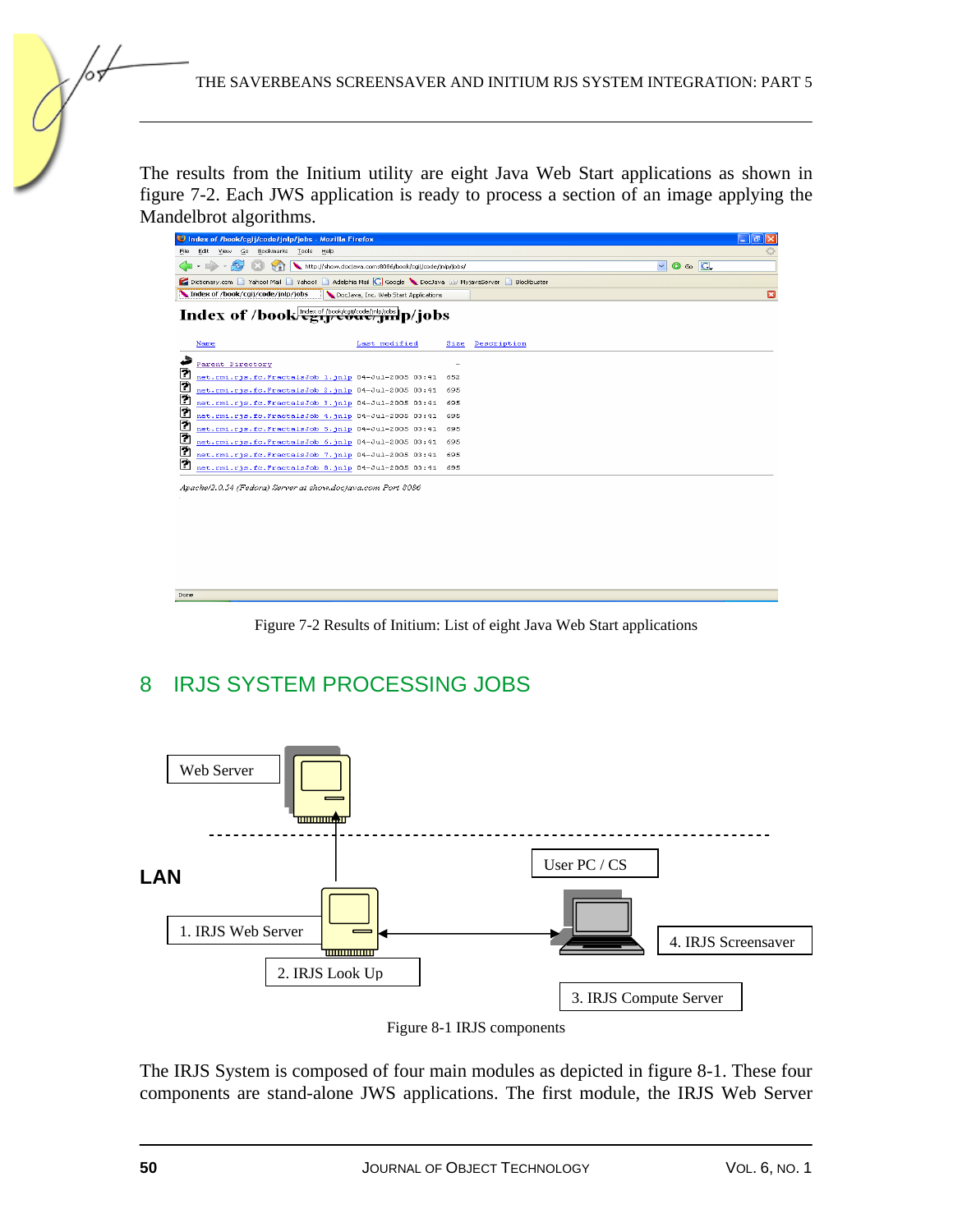The results from the Initium utility are eight Java Web Start applications as shown in figure 7-2. Each JWS application is ready to process a section of an image applying the Mandelbrot algorithms.

Figure 7-2 Results of Initium: List of eight Java Web Start applications

## 8 IRJS SYSTEM PROCESSING JOBS

Figure 8-1 IRJS components

The IRJS System is composed of four main modules as depicted in figure 8-1. These four components are stand-alone JWS applications. The first module, the IRJS Web Server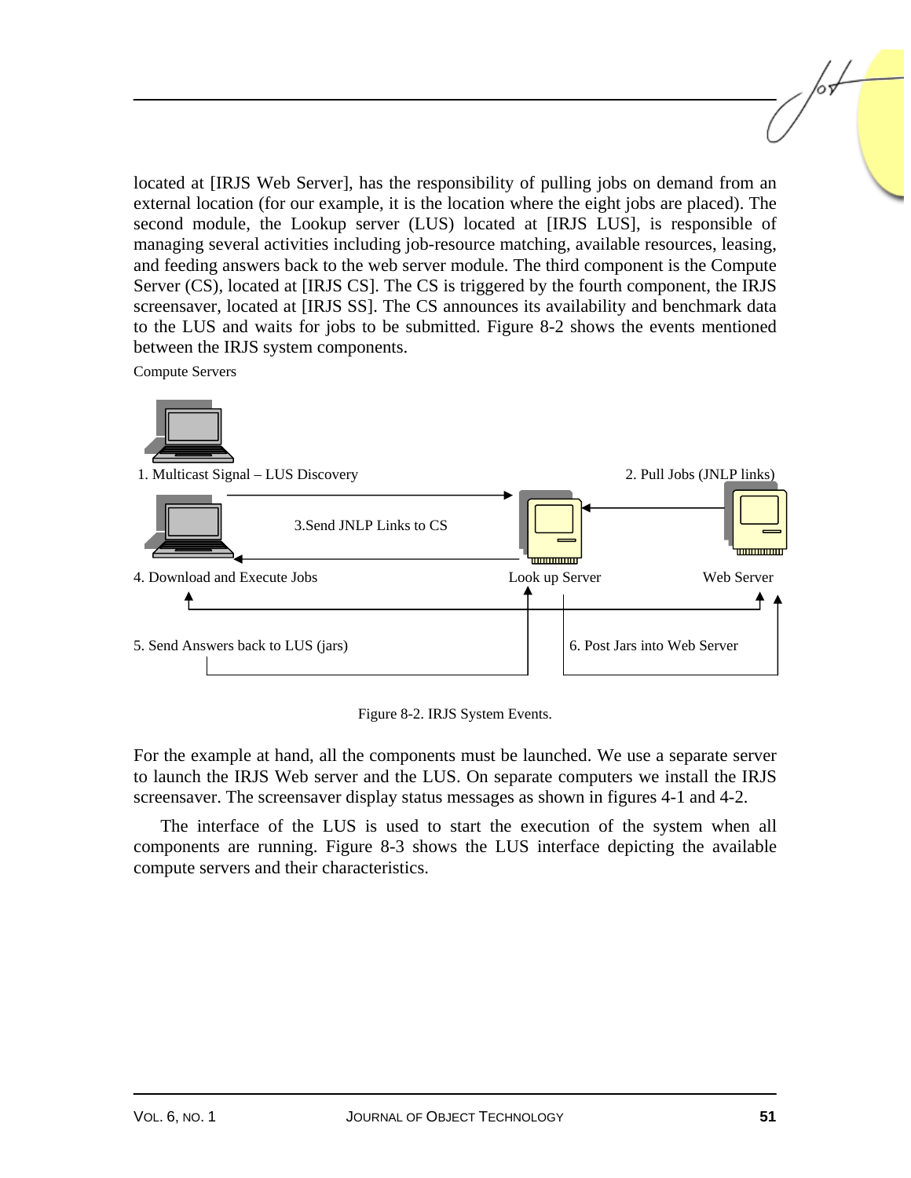located at [IRJS Web Server], has the responsibility of pulling jobs on demand from an external location (for our example, it is the location where the eight jobs are placed). The second module, the Lookup server (LUS) located at [IRJS LUS], is responsible of managing several activities including job-resource matching, available resources, leasing, and feeding answers back to the web server module. The third component is the Compute Server (CS), located at [IRJS CS]. The CS is triggered by the fourth component, the IRJS screensaver, located at [IRJS SS]. The CS announces its availability and benchmark data to the LUS and waits for jobs to be submitted. Figure 8-2 shows the events mentioned between the IRJS system components.

Compute Servers

1. Multicast Signal – LUS Discovery

2. Pull Jobs (JNLP links)

3.Send JNLP Links to CS

4. Download and Execute Jobs

Look up Server

Web Server

5. Send Answers back to LUS (jars)

6. Post Jars into Web Server

Figure 8-2. IRJS System Events.

For the example at hand, all the components must be launched. We use a separate server to launch the IRJS Web server and the LUS. On separate computers we install the IRJS screensaver. The screensaver display status messages as shown in figures 4-1 and 4-2.

The interface of the LUS is used to start the execution of the system when all components are running. Figure 8-3 shows the LUS interface depicting the available compute servers and their characteristics.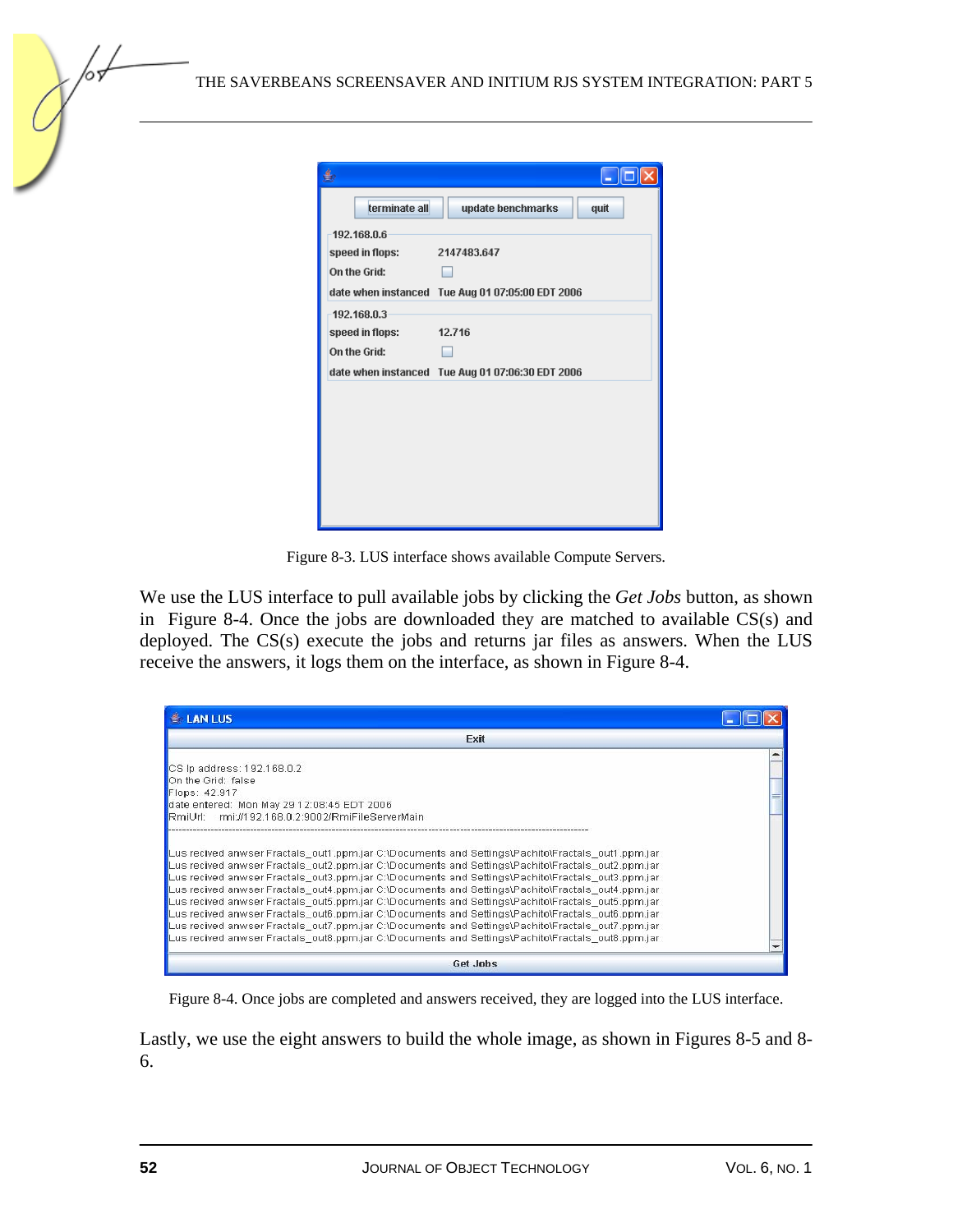Figure 8-3. LUS interface shows available Compute Servers.

We use the LUS interface to pull available jobs by clicking the *Get Jobs* button, as shown in Figure 8-4. Once the jobs are downloaded they are matched to available CS(s) and deployed. The CS(s) execute the jobs and returns jar files as answers. When the LUS receive the answers, it logs them on the interface, as shown in Figure 8-4.

Figure 8-4. Once jobs are completed and answers received, they are logged into the LUS interface.

Lastly, we use the eight answers to build the whole image, as shown in Figures 8-5 and 8-6.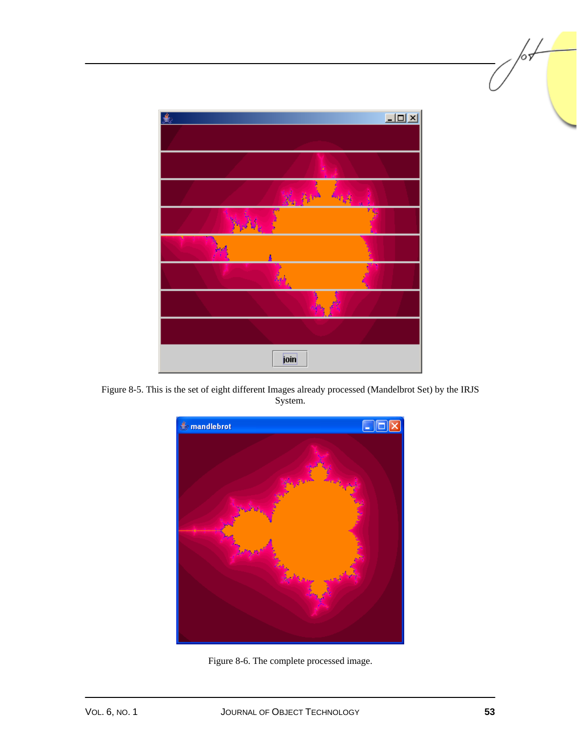Figure 8-5. This is the set of eight different Images already processed (Mandelbrot Set) by the IRJS System.

Figure 8-6. The complete processed image.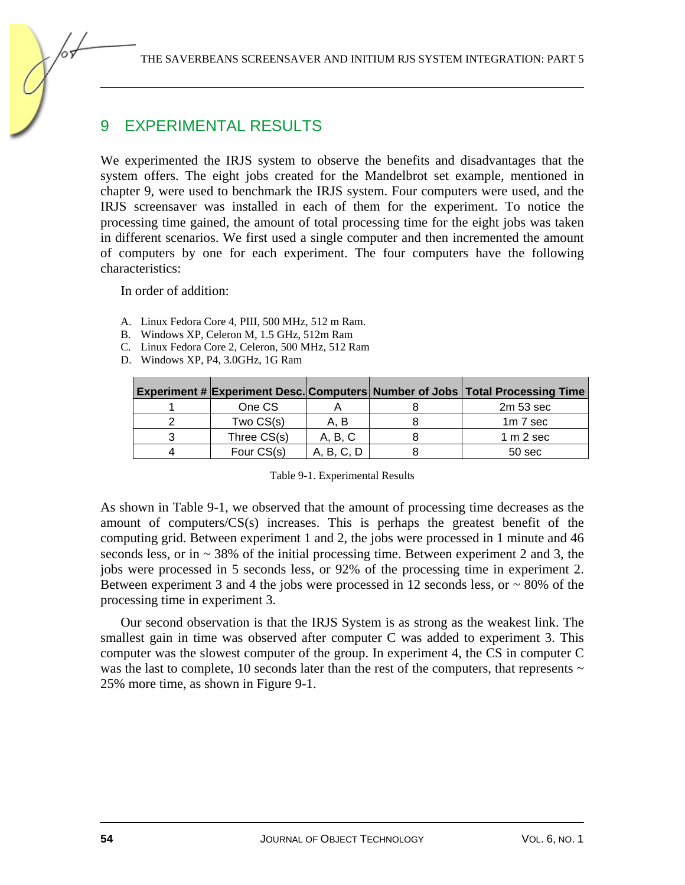# 9 EXPERIMENTAL RESULTS

We experimented the IRJS system to observe the benefits and disadvantages that the system offers. The eight jobs created for the Mandelbrot set example, mentioned in chapter 9, were used to benchmark the IRJS system. Four computers were used, and the IRJS screensaver was installed in each of them for the experiment. To notice the processing time gained, the amount of total processing time for the eight jobs was taken in different scenarios. We first used a single computer and then incremented the amount of computers by one for each experiment. The four computers have the following characteristics:

In order of addition:

A. Linux Fedora Core 4, PIII, 500 MHz, 512 m Ram.
B. Windows XP, Celeron M, 1.5 GHz, 512m Ram
C. Linux Fedora Core 2, Celeron, 500 MHz, 512 Ram
D. Windows XP, P4, 3.0GHz, 1G Ram

| Experiment # | Experiment Desc. | Computers | Number of Jobs | Total Processing Time |
|---|---|---|---|---|
| 1 | One CS | A | 8 | 2m 53 sec |
| 2 | Two CS(s) | A, B | 8 | 1m 7 sec |
| 3 | Three CS(s) | A, B, C | 8 | 1 m 2 sec |
| 4 | Four CS(s) | A, B, C, D | 8 | 50 sec |

Table 9-1. Experimental Results

As shown in Table 9-1, we observed that the amount of processing time decreases as the amount of computers/CS(s) increases. This is perhaps the greatest benefit of the computing grid. Between experiment 1 and 2, the jobs were processed in 1 minute and 46 seconds less, or in ~ 38% of the initial processing time. Between experiment 2 and 3, the jobs were processed in 5 seconds less, or 92% of the processing time in experiment 2. Between experiment 3 and 4 the jobs were processed in 12 seconds less, or ~ 80% of the processing time in experiment 3.

Our second observation is that the IRJS System is as strong as the weakest link. The smallest gain in time was observed after computer C was added to experiment 3. This computer was the slowest computer of the group. In experiment 4, the CS in computer C was the last to complete, 10 seconds later than the rest of the computers, that represents ~ 25% more time, as shown in Figure 9-1.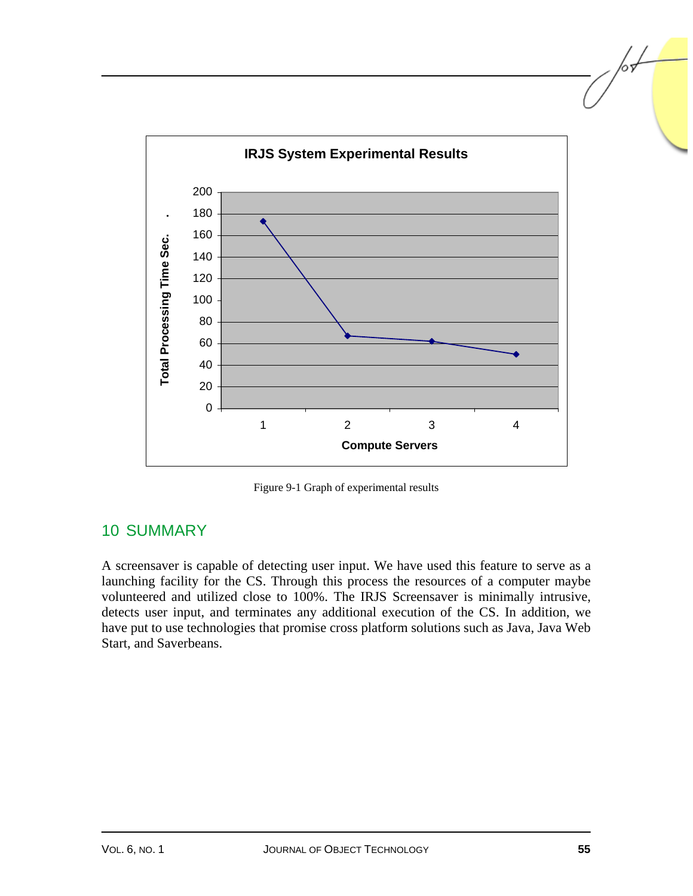Figure 9-1 Graph of experimental results

## 10 SUMMARY

A screensaver is capable of detecting user input. We have used this feature to serve as a launching facility for the CS. Through this process the resources of a computer maybe volunteered and utilized close to 100%. The IRJS Screensaver is minimally intrusive, detects user input, and terminates any additional execution of the CS. In addition, we have put to use technologies that promise cross platform solutions such as Java, Java Web Start, and Saverbeans.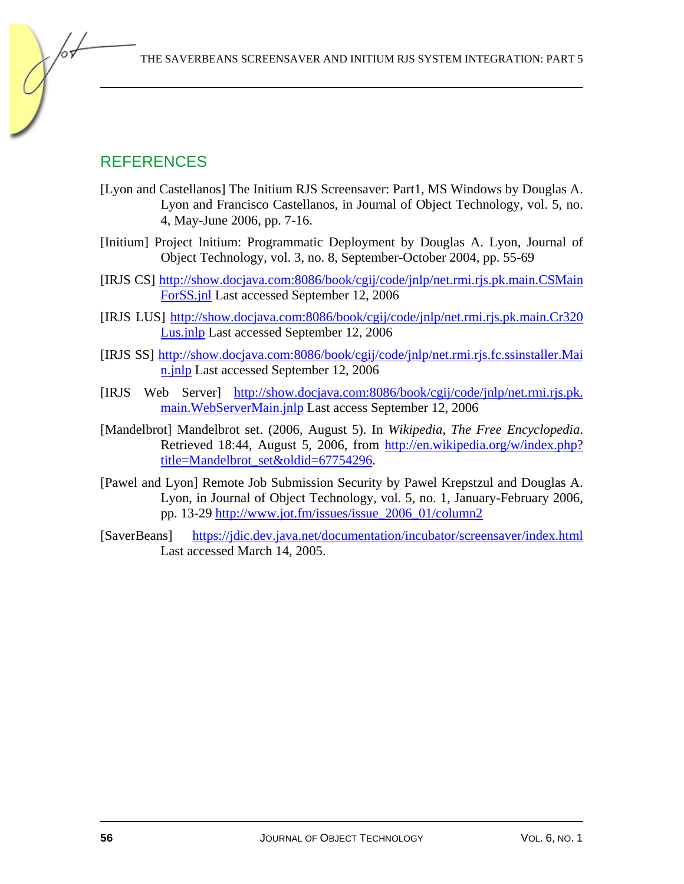## REFERENCES

[Lyon and Castellanos] The Initium RJS Screensaver: Part1, MS Windows by Douglas A. Lyon and Francisco Castellanos, in Journal of Object Technology, vol. 5, no. 4, May-June 2006, pp. 7-16.

[Initium] Project Initium: Programmatic Deployment by Douglas A. Lyon, Journal of Object Technology, vol. 3, no. 8, September-October 2004, pp. 55-69

[IRJS CS] http://show.docjava.com:8086/book/cgij/code/jnlp/net.rmi.rjs.pk.main.CSMainForSS.jnl Last accessed September 12, 2006

[IRJS LUS] http://show.docjava.com:8086/book/cgij/code/jnlp/net.rmi.rjs.pk.main.Cr320Lus.jnlp Last accessed September 12, 2006

[IRJS SS] http://show.docjava.com:8086/book/cgij/code/jnlp/net.rmi.rjs.fc.ssinstaller.Main.jnlp Last accessed September 12, 2006

[IRJS Web Server] http://show.docjava.com:8086/book/cgij/code/jnlp/net.rmi.rjs.pk.main.WebServerMain.jnlp Last access September 12, 2006

[Mandelbrot] Mandelbrot set. (2006, August 5). In *Wikipedia, The Free Encyclopedia*. Retrieved 18:44, August 5, 2006, from http://en.wikipedia.org/w/index.php?title=Mandelbrot_set&oldid=67754296.

[Pawel and Lyon] Remote Job Submission Security by Pawel Krepstzul and Douglas A. Lyon, in Journal of Object Technology, vol. 5, no. 1, January-February 2006, pp. 13-29 http://www.jot.fm/issues/issue_2006_01/column2

[SaverBeans] https://jdic.dev.java.net/documentation/incubator/screensaver/index.html Last accessed March 14, 2005.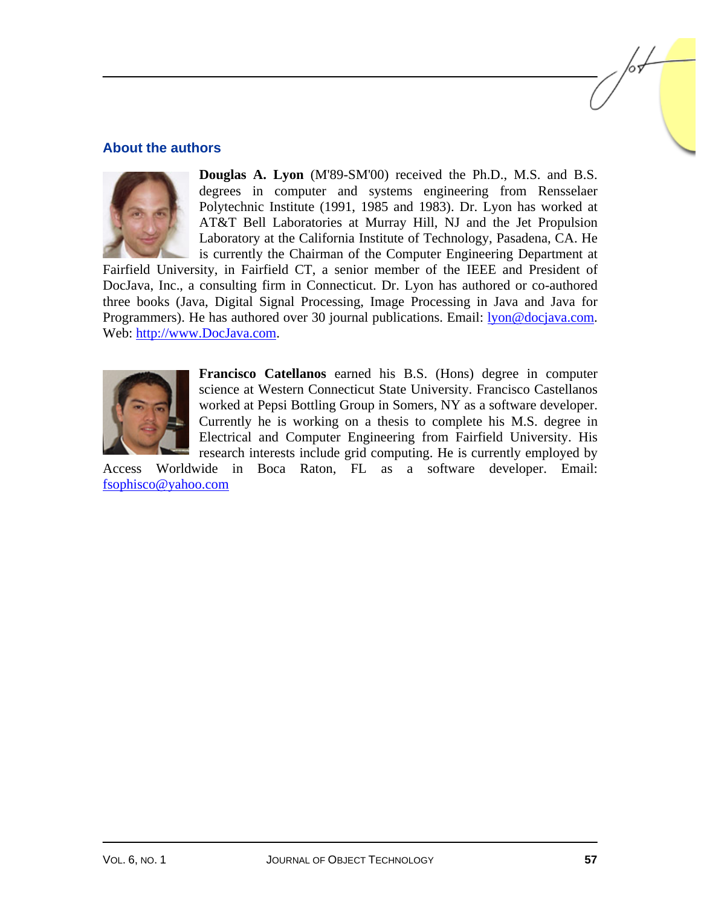## About the authors

**Douglas A. Lyon** (M'89-SM'00) received the Ph.D., M.S. and B.S. degrees in computer and systems engineering from Rensselaer Polytechnic Institute (1991, 1985 and 1983). Dr. Lyon has worked at AT&T Bell Laboratories at Murray Hill, NJ and the Jet Propulsion Laboratory at the California Institute of Technology, Pasadena, CA. He is currently the Chairman of the Computer Engineering Department at Fairfield University, in Fairfield CT, a senior member of the IEEE and President of DocJava, Inc., a consulting firm in Connecticut. Dr. Lyon has authored or co-authored three books (Java, Digital Signal Processing, Image Processing in Java and Java for Programmers). He has authored over 30 journal publications. Email: lyon@docjava.com. Web: http://www.DocJava.com.

**Francisco Catellanos** earned his B.S. (Hons) degree in computer science at Western Connecticut State University. Francisco Castellanos worked at Pepsi Bottling Group in Somers, NY as a software developer. Currently he is working on a thesis to complete his M.S. degree in Electrical and Computer Engineering from Fairfield University. His research interests include grid computing. He is currently employed by Access Worldwide in Boca Raton, FL as a software developer. Email: fsophisco@yahoo.com